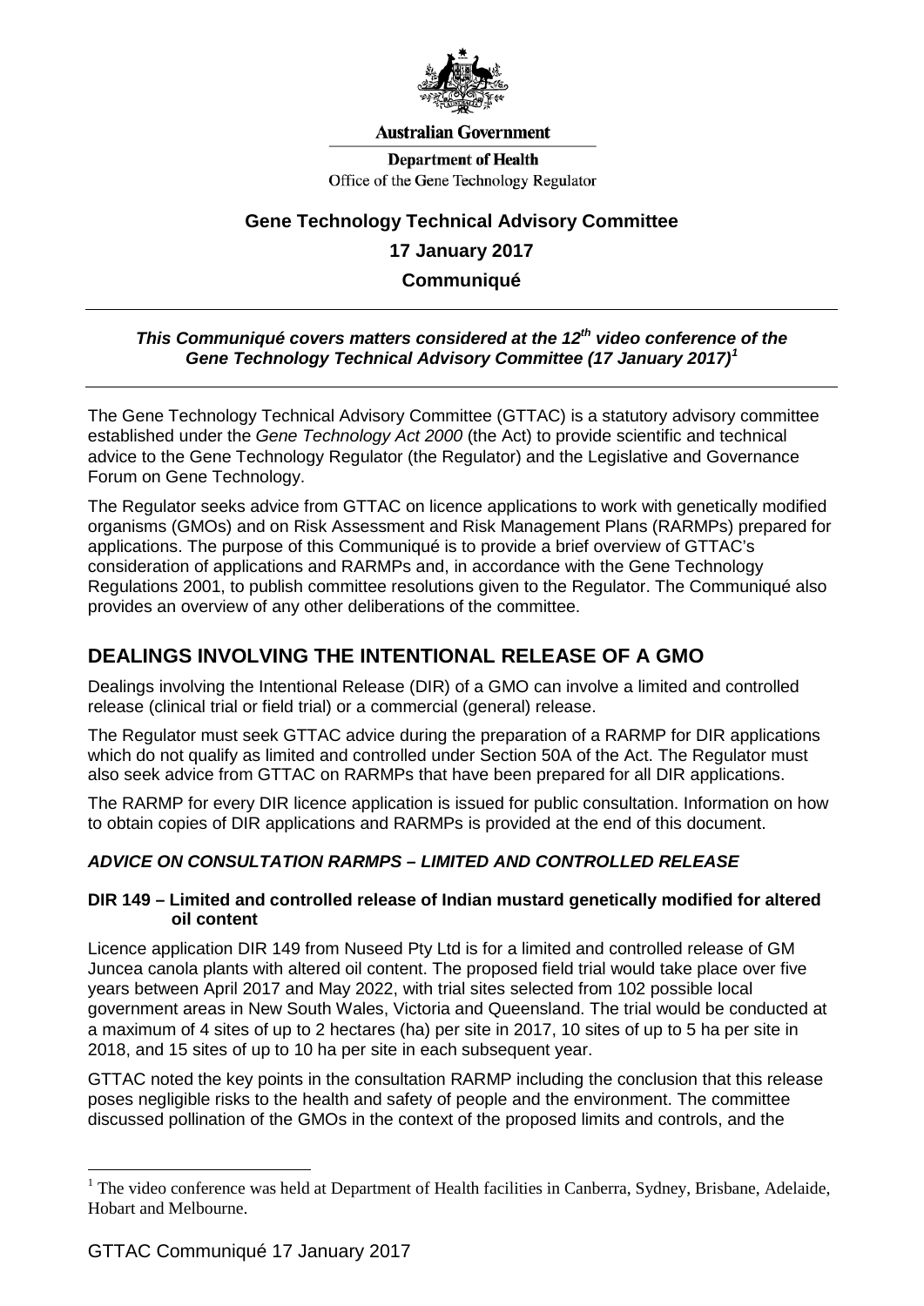Australian Government

Department of Health

Office of the Gene Technology Regulator

# Gene Technology Technical Advisory Committee

## 17 January 2017

## Communiqué

***This Communiqué covers matters considered at the 12th video conference of the Gene Technology Technical Advisory Committee (17 January 2017)[1]***

The Gene Technology Technical Advisory Committee (GTTAC) is a statutory advisory committee established under the *Gene Technology Act 2000* (the Act) to provide scientific and technical advice to the Gene Technology Regulator (the Regulator) and the Legislative and Governance Forum on Gene Technology.

The Regulator seeks advice from GTTAC on licence applications to work with genetically modified organisms (GMOs) and on Risk Assessment and Risk Management Plans (RARMPs) prepared for applications. The purpose of this Communiqué is to provide a brief overview of GTTAC's consideration of applications and RARMPs and, in accordance with the Gene Technology Regulations 2001, to publish committee resolutions given to the Regulator. The Communiqué also provides an overview of any other deliberations of the committee.

## DEALINGS INVOLVING THE INTENTIONAL RELEASE OF A GMO

Dealings involving the Intentional Release (DIR) of a GMO can involve a limited and controlled release (clinical trial or field trial) or a commercial (general) release.

The Regulator must seek GTTAC advice during the preparation of a RARMP for DIR applications which do not qualify as limited and controlled under Section 50A of the Act. The Regulator must also seek advice from GTTAC on RARMPs that have been prepared for all DIR applications.

The RARMP for every DIR licence application is issued for public consultation. Information on how to obtain copies of DIR applications and RARMPs is provided at the end of this document.

### *ADVICE ON CONSULTATION RARMPS – LIMITED AND CONTROLLED RELEASE*

#### DIR 149 – Limited and controlled release of Indian mustard genetically modified for altered oil content

Licence application DIR 149 from Nuseed Pty Ltd is for a limited and controlled release of GM Juncea canola plants with altered oil content. The proposed field trial would take place over five years between April 2017 and May 2022, with trial sites selected from 102 possible local government areas in New South Wales, Victoria and Queensland. The trial would be conducted at a maximum of 4 sites of up to 2 hectares (ha) per site in 2017, 10 sites of up to 5 ha per site in 2018, and 15 sites of up to 10 ha per site in each subsequent year.

GTTAC noted the key points in the consultation RARMP including the conclusion that this release poses negligible risks to the health and safety of people and the environment. The committee discussed pollination of the GMOs in the context of the proposed limits and controls, and the

[1] The video conference was held at Department of Health facilities in Canberra, Sydney, Brisbane, Adelaide, Hobart and Melbourne.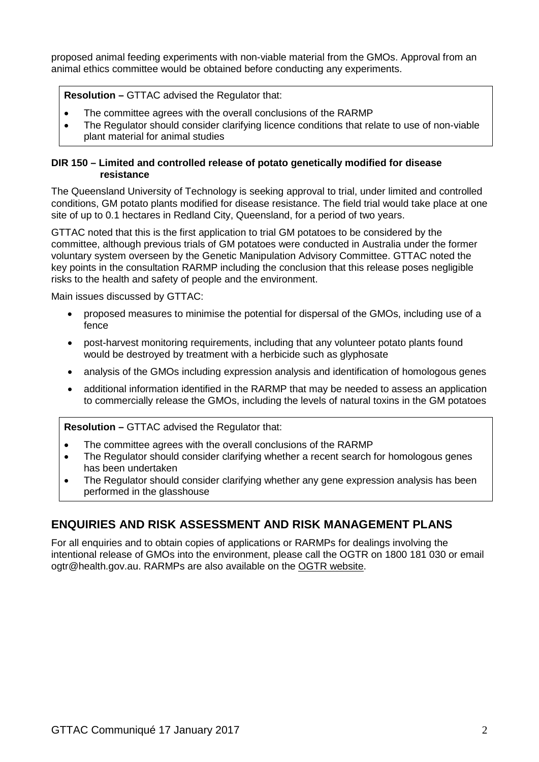proposed animal feeding experiments with non-viable material from the GMOs. Approval from an animal ethics committee would be obtained before conducting any experiments.

**Resolution –** GTTAC advised the Regulator that:

- The committee agrees with the overall conclusions of the RARMP
- The Regulator should consider clarifying licence conditions that relate to use of non-viable plant material for animal studies

**DIR 150 – Limited and controlled release of potato genetically modified for disease resistance**

The Queensland University of Technology is seeking approval to trial, under limited and controlled conditions, GM potato plants modified for disease resistance. The field trial would take place at one site of up to 0.1 hectares in Redland City, Queensland, for a period of two years.

GTTAC noted that this is the first application to trial GM potatoes to be considered by the committee, although previous trials of GM potatoes were conducted in Australia under the former voluntary system overseen by the Genetic Manipulation Advisory Committee. GTTAC noted the key points in the consultation RARMP including the conclusion that this release poses negligible risks to the health and safety of people and the environment.

Main issues discussed by GTTAC:

- proposed measures to minimise the potential for dispersal of the GMOs, including use of a fence
- post-harvest monitoring requirements, including that any volunteer potato plants found would be destroyed by treatment with a herbicide such as glyphosate
- analysis of the GMOs including expression analysis and identification of homologous genes
- additional information identified in the RARMP that may be needed to assess an application to commercially release the GMOs, including the levels of natural toxins in the GM potatoes

**Resolution –** GTTAC advised the Regulator that:

- The committee agrees with the overall conclusions of the RARMP
- The Regulator should consider clarifying whether a recent search for homologous genes has been undertaken
- The Regulator should consider clarifying whether any gene expression analysis has been performed in the glasshouse

## ENQUIRIES AND RISK ASSESSMENT AND RISK MANAGEMENT PLANS

For all enquiries and to obtain copies of applications or RARMPs for dealings involving the intentional release of GMOs into the environment, please call the OGTR on 1800 181 030 or email ogtr@health.gov.au. RARMPs are also available on the OGTR website.